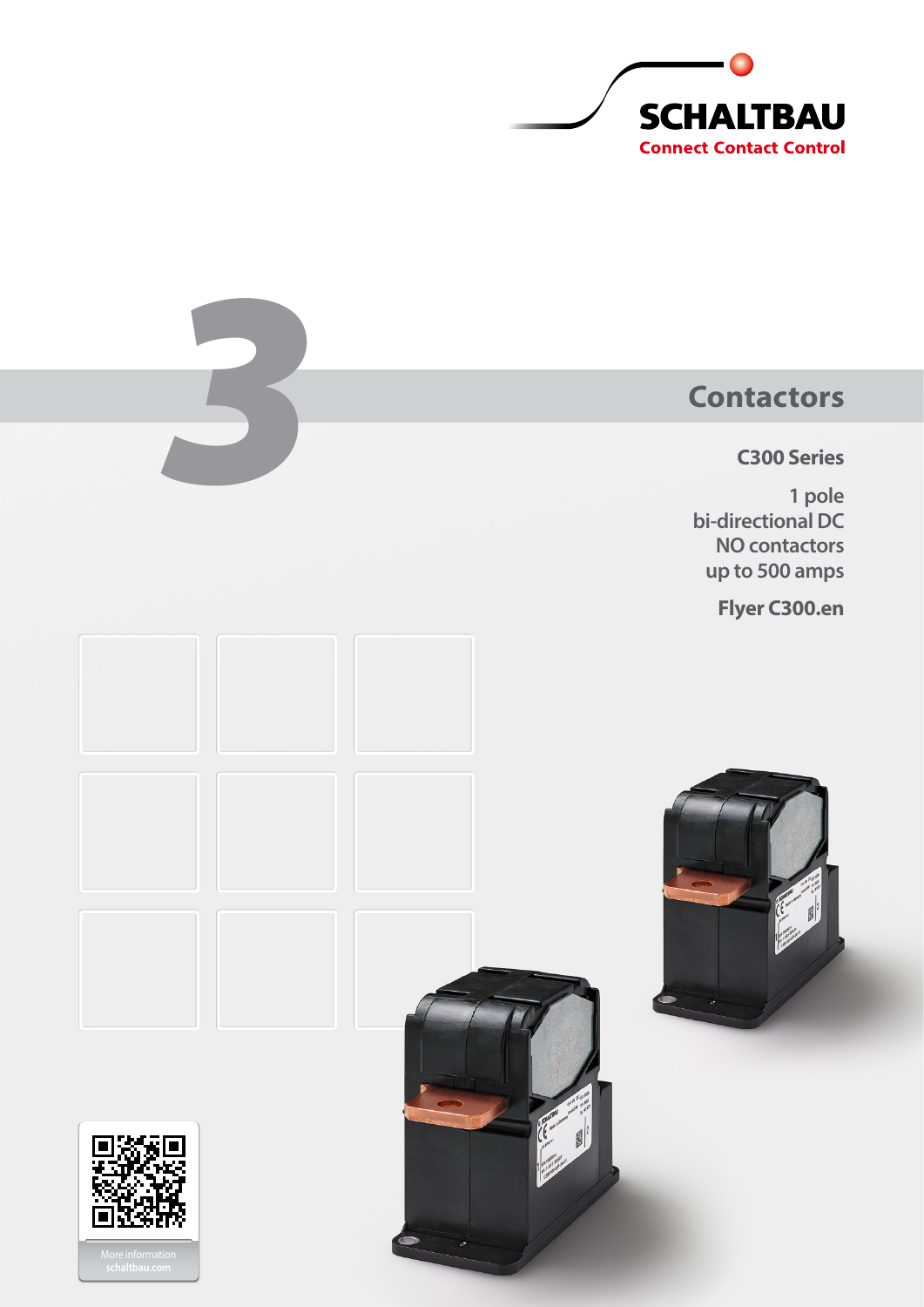SCHALTBAU

Connect Contact Control

3

# Contactors

## C300 Series

1 pole
bi-directional DC
NO contactors
up to 500 amps

**Flyer C300.en**

More information
schaltbau.com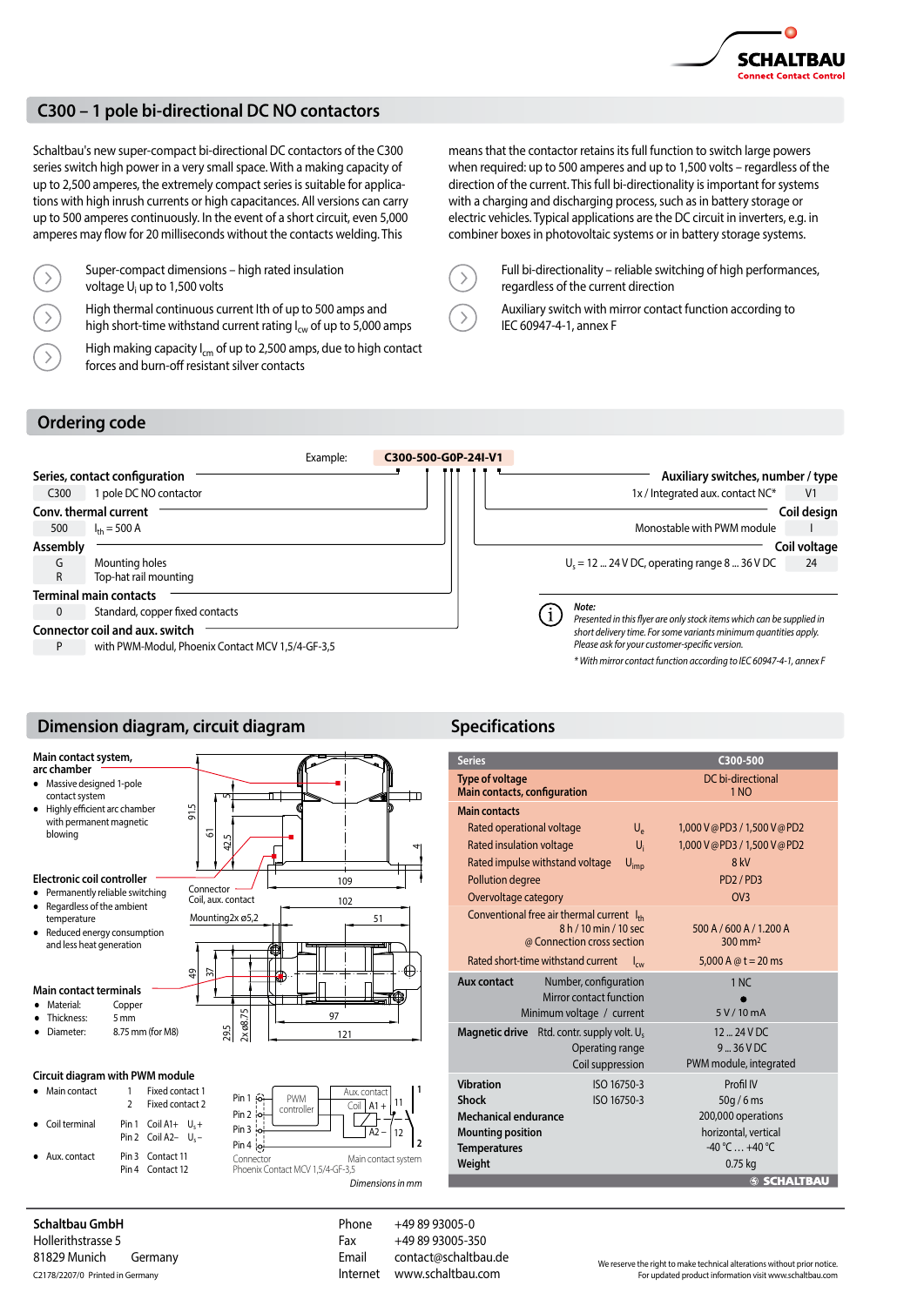# C300 – 1 pole bi-directional DC NO contactors

Schaltbau's new super-compact bi-directional DC contactors of the C300 series switch high power in a very small space. With a making capacity of up to 2,500 amperes, the extremely compact series is suitable for applications with high inrush currents or high capacitances. All versions can carry up to 500 amperes continuously. In the event of a short circuit, even 5,000 amperes may flow for 20 milliseconds without the contacts welding. This means that the contactor retains its full function to switch large powers when required: up to 500 amperes and up to 1,500 volts – regardless of the direction of the current. This full bi-directionality is important for systems with a charging and discharging process, such as in battery storage or electric vehicles. Typical applications are the DC circuit in inverters, e.g. in combiner boxes in photovoltaic systems or in battery storage systems.

- Super-compact dimensions – high rated insulation voltage $U_i$ up to 1,500 volts
- High thermal continuous current Ith of up to 500 amps and high short-time withstand current rating $I_{cw}$ of up to 5,000 amps
- High making capacity $I_{cm}$ of up to 2,500 amps, due to high contact forces and burn-off resistant silver contacts
- Full bi-directionality – reliable switching of high performances, regardless of the current direction
- Auxiliary switch with mirror contact function according to IEC 60947-4-1, annex F

## Ordering code

Example: **C300-500-G0P-24I-V1**

**Series, contact configuration**

| | |
|---|---|
| C300 | 1 pole DC NO contactor |

**Conv. thermal current**

| | |
|---|---|
| 500 | $I_{th}$ = 500 A |

**Assembly**

| | |
|---|---|
| G | Mounting holes |
| R | Top-hat rail mounting |

**Terminal main contacts**

| | |
|---|---|
| 0 | Standard, copper fixed contacts |

**Connector coil and aux. switch**

| | |
|---|---|
| P | with PWM-Modul, Phoenix Contact MCV 1,5/4-GF-3,5 |

**Auxiliary switches, number / type**

| | |
|---|---|
| 1x / Integrated aux. contact NC* | V1 |

**Coil design**

| | |
|---|---|
| Monostable with PWM module | I |

**Coil voltage**

| | |
|---|---|
| $U_s$ = 12 ... 24 V DC, operating range 8 ... 36 V DC | 24 |

*Note:*
*Presented in this flyer are only stock items which can be supplied in short delivery time. For some variants minimum quantities apply. Please ask for your customer-specific version.*

*\* With mirror contact function according to IEC 60947-4-1, annex F*

## Dimension diagram, circuit diagram

**Main contact system, arc chamber**
- Massive designed 1-pole contact system
- Highly efficient arc chamber with permanent magnetic blowing

**Electronic coil controller**
- Permanently reliable switching
- Regardless of the ambient temperature
- Reduced energy consumption and less heat generation

**Main contact terminals**

- Material: Copper
- Thickness: 5 mm
- Diameter: 8.75 mm (for M8)

Connector Coil, aux. contact
Mounting 2x ø5,2
91.5, 61, 42.5, 5, 4, 109, 102, 51, 49, 37, 29.5, 2x ø8.75, 97, 121

**Circuit diagram with PWM module**

- Main contact: 1 Fixed contact 1; 2 Fixed contact 2
- Coil terminal: Pin 1 Coil A1+ $U_s$ +; Pin 2 Coil A2– $U_s$ –
- Aux. contact: Pin 3 Contact 11; Pin 4 Contact 12

Pin 1, Pin 2, Pin 3, Pin 4
PWM controller
Aux. contact
Coil A1 + A2 –
11, 12, 1, 2
Connector Phoenix Contact MCV 1,5/4-GF-3,5
Main contact system

*Dimensions in mm*

## Specifications

| Series | | C300-500 |
|---|---|---|
| **Type of voltage** **Main contacts, configuration** | | DC bi-directional 1 NO |
| **Main contacts** | | |
| Rated operational voltage | $U_e$ | 1,000 V @PD3 / 1,500 V @PD2 |
| Rated insulation voltage | $U_i$ | 1,000 V @PD3 / 1,500 V @PD2 |
| Rated impulse withstand voltage | $U_{imp}$ | 8 kV |
| Pollution degree | | PD2 / PD3 |
| Overvoltage category | | OV3 |
| Conventional free air thermal current $I_{th}$ 8 h / 10 min / 10 sec @ Connection cross section | | 500 A / 600 A / 1.200 A 300 mm² |
| Rated short-time withstand current | $I_{cw}$ | 5,000 A @ t = 20 ms |
| **Aux contact** Number, configuration | | 1 NC |
| Mirror contact function | | ● |
| Minimum voltage / current | | 5 V / 10 mA |
| **Magnetic drive** Rtd. contr. supply volt. $U_s$ | | 12 ... 24 V DC |
| Operating range | | 9 ... 36 V DC |
| Coil suppression | | PWM module, integrated |
| **Vibration** | ISO 16750-3 | Profil IV |
| **Shock** | ISO 16750-3 | 50g / 6 ms |
| **Mechanical endurance** | | 200,000 operations |
| **Mounting position** | | horizontal, vertical |
| **Temperatures** | | -40 °C … +40 °C |
| **Weight** | | 0.75 kg |

**Schaltbau GmbH**
Hollerithstrasse 5
81829 Munich Germany

Phone +49 89 93005-0
Fax +49 89 93005-350
Email contact@schaltbau.de
Internet www.schaltbau.com

C2178/2207/0 Printed in Germany

We reserve the right to make technical alterations without prior notice.
For updated product information visit www.schaltbau.com